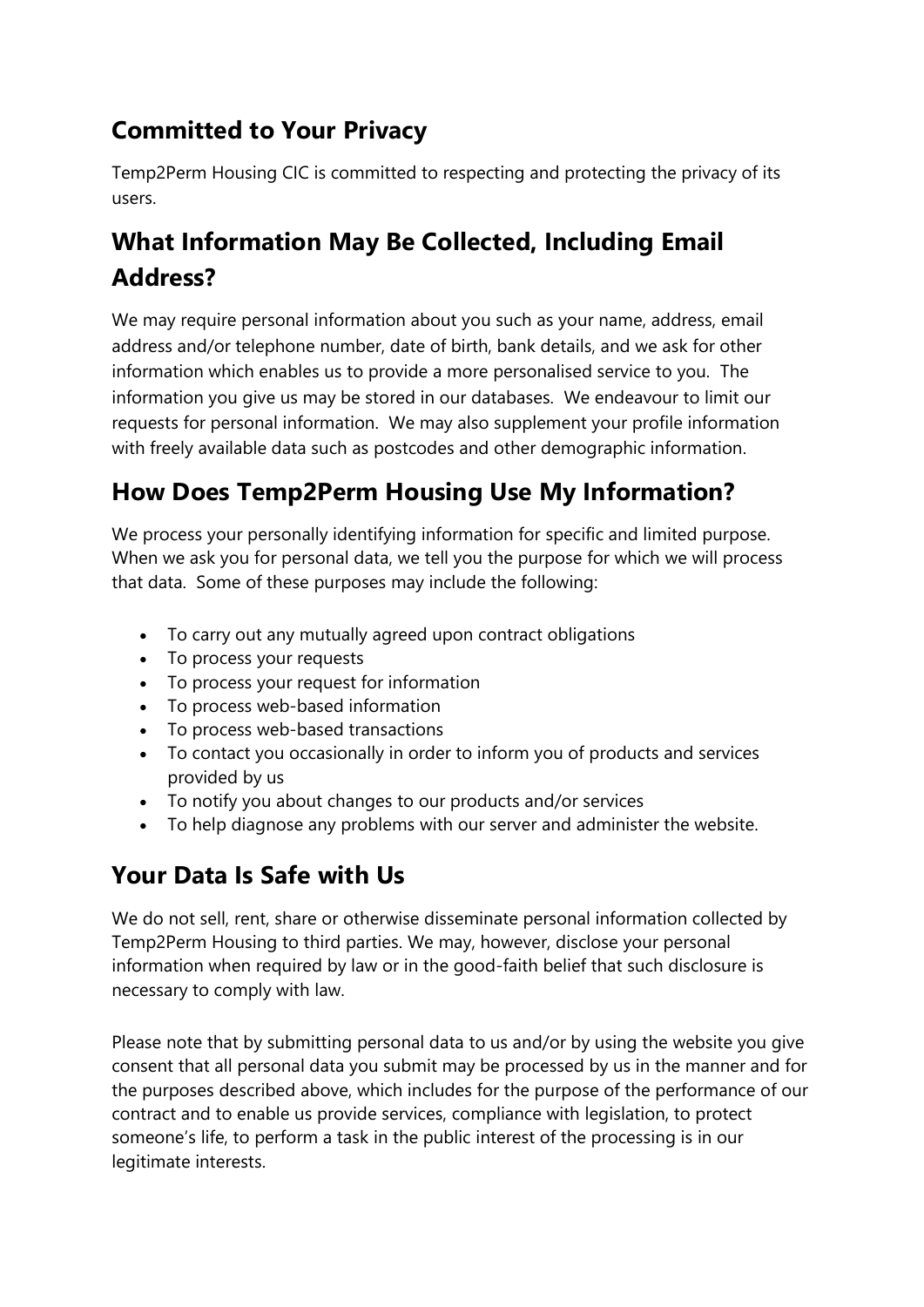## Committed to Your Privacy

Temp2Perm Housing CIC is committed to respecting and protecting the privacy of its users.

## What Information May Be Collected, Including Email Address?

We may require personal information about you such as your name, address, email address and/or telephone number, date of birth, bank details, and we ask for other information which enables us to provide a more personalised service to you. The information you give us may be stored in our databases. We endeavour to limit our requests for personal information. We may also supplement your profile information with freely available data such as postcodes and other demographic information.

## How Does Temp2Perm Housing Use My Information?

We process your personally identifying information for specific and limited purpose. When we ask you for personal data, we tell you the purpose for which we will process that data. Some of these purposes may include the following:

- To carry out any mutually agreed upon contract obligations
- To process your requests
- To process your request for information
- To process web-based information
- To process web-based transactions
- To contact you occasionally in order to inform you of products and services provided by us
- To notify you about changes to our products and/or services
- To help diagnose any problems with our server and administer the website.

## Your Data Is Safe with Us

We do not sell, rent, share or otherwise disseminate personal information collected by Temp2Perm Housing to third parties. We may, however, disclose your personal information when required by law or in the good-faith belief that such disclosure is necessary to comply with law.

Please note that by submitting personal data to us and/or by using the website you give consent that all personal data you submit may be processed by us in the manner and for the purposes described above, which includes for the purpose of the performance of our contract and to enable us provide services, compliance with legislation, to protect someone's life, to perform a task in the public interest of the processing is in our legitimate interests.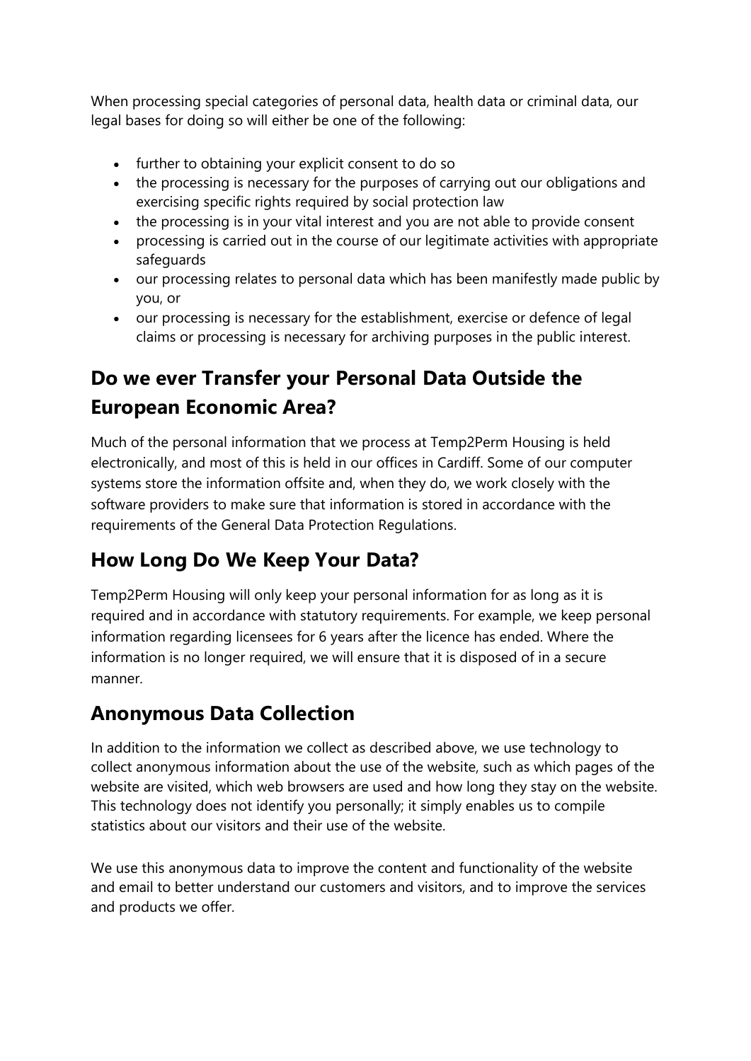When processing special categories of personal data, health data or criminal data, our legal bases for doing so will either be one of the following:

- further to obtaining your explicit consent to do so
- the processing is necessary for the purposes of carrying out our obligations and exercising specific rights required by social protection law
- the processing is in your vital interest and you are not able to provide consent
- processing is carried out in the course of our legitimate activities with appropriate safeguards
- our processing relates to personal data which has been manifestly made public by you, or
- our processing is necessary for the establishment, exercise or defence of legal claims or processing is necessary for archiving purposes in the public interest.

## Do we ever Transfer your Personal Data Outside the European Economic Area?

Much of the personal information that we process at Temp2Perm Housing is held electronically, and most of this is held in our offices in Cardiff. Some of our computer systems store the information offsite and, when they do, we work closely with the software providers to make sure that information is stored in accordance with the requirements of the General Data Protection Regulations.

## How Long Do We Keep Your Data?

Temp2Perm Housing will only keep your personal information for as long as it is required and in accordance with statutory requirements. For example, we keep personal information regarding licensees for 6 years after the licence has ended. Where the information is no longer required, we will ensure that it is disposed of in a secure manner.

## Anonymous Data Collection

In addition to the information we collect as described above, we use technology to collect anonymous information about the use of the website, such as which pages of the website are visited, which web browsers are used and how long they stay on the website. This technology does not identify you personally; it simply enables us to compile statistics about our visitors and their use of the website.

We use this anonymous data to improve the content and functionality of the website and email to better understand our customers and visitors, and to improve the services and products we offer.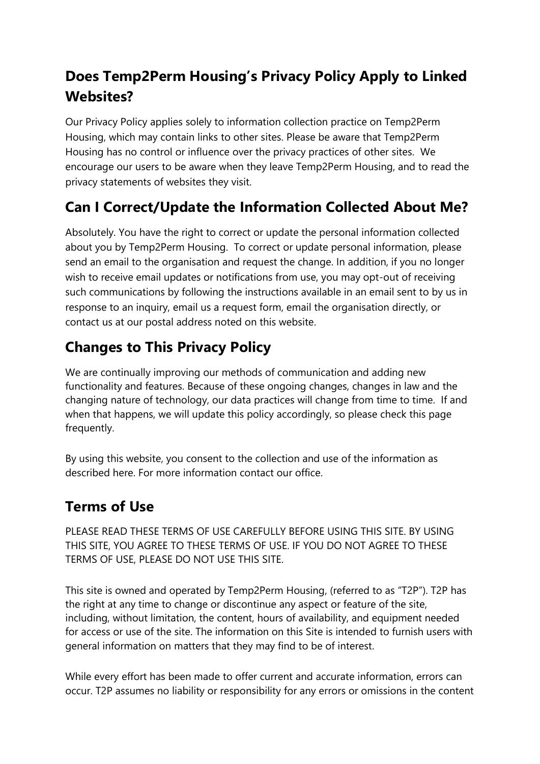## Does Temp2Perm Housing's Privacy Policy Apply to Linked Websites?

Our Privacy Policy applies solely to information collection practice on Temp2Perm Housing, which may contain links to other sites. Please be aware that Temp2Perm Housing has no control or influence over the privacy practices of other sites. We encourage our users to be aware when they leave Temp2Perm Housing, and to read the privacy statements of websites they visit.

## Can I Correct/Update the Information Collected About Me?

Absolutely. You have the right to correct or update the personal information collected about you by Temp2Perm Housing. To correct or update personal information, please send an email to the organisation and request the change. In addition, if you no longer wish to receive email updates or notifications from use, you may opt-out of receiving such communications by following the instructions available in an email sent to by us in response to an inquiry, email us a request form, email the organisation directly, or contact us at our postal address noted on this website.

## Changes to This Privacy Policy

We are continually improving our methods of communication and adding new functionality and features. Because of these ongoing changes, changes in law and the changing nature of technology, our data practices will change from time to time. If and when that happens, we will update this policy accordingly, so please check this page frequently.

By using this website, you consent to the collection and use of the information as described here. For more information contact our office.

## Terms of Use

PLEASE READ THESE TERMS OF USE CAREFULLY BEFORE USING THIS SITE. BY USING THIS SITE, YOU AGREE TO THESE TERMS OF USE. IF YOU DO NOT AGREE TO THESE TERMS OF USE, PLEASE DO NOT USE THIS SITE.

This site is owned and operated by Temp2Perm Housing, (referred to as "T2P"). T2P has the right at any time to change or discontinue any aspect or feature of the site, including, without limitation, the content, hours of availability, and equipment needed for access or use of the site. The information on this Site is intended to furnish users with general information on matters that they may find to be of interest.

While every effort has been made to offer current and accurate information, errors can occur. T2P assumes no liability or responsibility for any errors or omissions in the content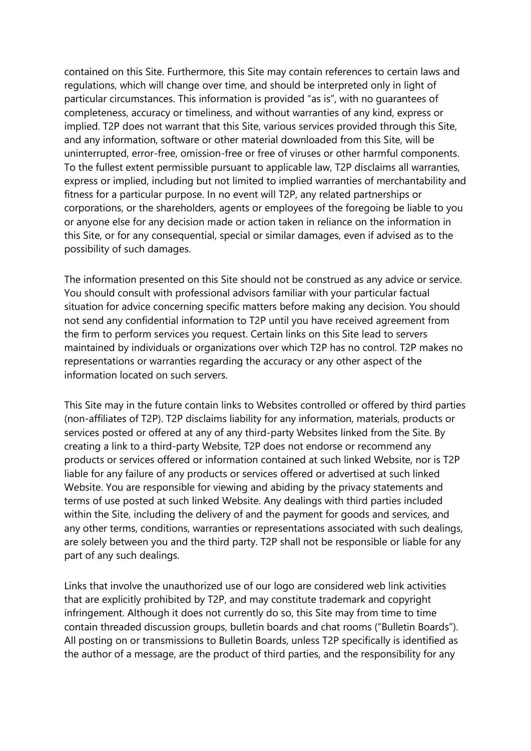contained on this Site. Furthermore, this Site may contain references to certain laws and regulations, which will change over time, and should be interpreted only in light of particular circumstances. This information is provided "as is", with no guarantees of completeness, accuracy or timeliness, and without warranties of any kind, express or implied. T2P does not warrant that this Site, various services provided through this Site, and any information, software or other material downloaded from this Site, will be uninterrupted, error-free, omission-free or free of viruses or other harmful components. To the fullest extent permissible pursuant to applicable law, T2P disclaims all warranties, express or implied, including but not limited to implied warranties of merchantability and fitness for a particular purpose. In no event will T2P, any related partnerships or corporations, or the shareholders, agents or employees of the foregoing be liable to you or anyone else for any decision made or action taken in reliance on the information in this Site, or for any consequential, special or similar damages, even if advised as to the possibility of such damages.

The information presented on this Site should not be construed as any advice or service. You should consult with professional advisors familiar with your particular factual situation for advice concerning specific matters before making any decision. You should not send any confidential information to T2P until you have received agreement from the firm to perform services you request. Certain links on this Site lead to servers maintained by individuals or organizations over which T2P has no control. T2P makes no representations or warranties regarding the accuracy or any other aspect of the information located on such servers.

This Site may in the future contain links to Websites controlled or offered by third parties (non-affiliates of T2P). T2P disclaims liability for any information, materials, products or services posted or offered at any of any third-party Websites linked from the Site. By creating a link to a third-party Website, T2P does not endorse or recommend any products or services offered or information contained at such linked Website, nor is T2P liable for any failure of any products or services offered or advertised at such linked Website. You are responsible for viewing and abiding by the privacy statements and terms of use posted at such linked Website. Any dealings with third parties included within the Site, including the delivery of and the payment for goods and services, and any other terms, conditions, warranties or representations associated with such dealings, are solely between you and the third party. T2P shall not be responsible or liable for any part of any such dealings.

Links that involve the unauthorized use of our logo are considered web link activities that are explicitly prohibited by T2P, and may constitute trademark and copyright infringement. Although it does not currently do so, this Site may from time to time contain threaded discussion groups, bulletin boards and chat rooms ("Bulletin Boards"). All posting on or transmissions to Bulletin Boards, unless T2P specifically is identified as the author of a message, are the product of third parties, and the responsibility for any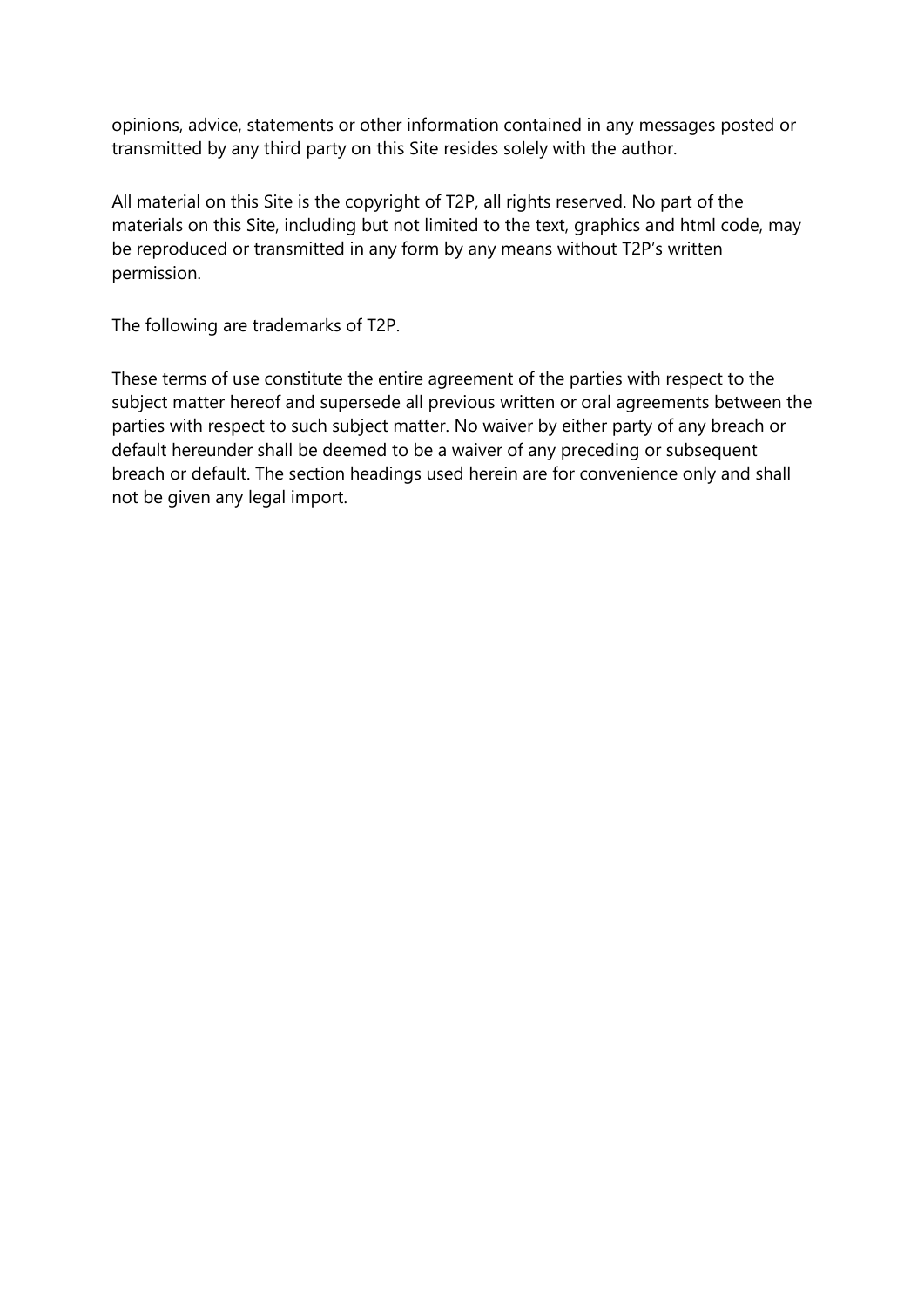opinions, advice, statements or other information contained in any messages posted or transmitted by any third party on this Site resides solely with the author.

All material on this Site is the copyright of T2P, all rights reserved. No part of the materials on this Site, including but not limited to the text, graphics and html code, may be reproduced or transmitted in any form by any means without T2P's written permission.

The following are trademarks of T2P.

These terms of use constitute the entire agreement of the parties with respect to the subject matter hereof and supersede all previous written or oral agreements between the parties with respect to such subject matter. No waiver by either party of any breach or default hereunder shall be deemed to be a waiver of any preceding or subsequent breach or default. The section headings used herein are for convenience only and shall not be given any legal import.